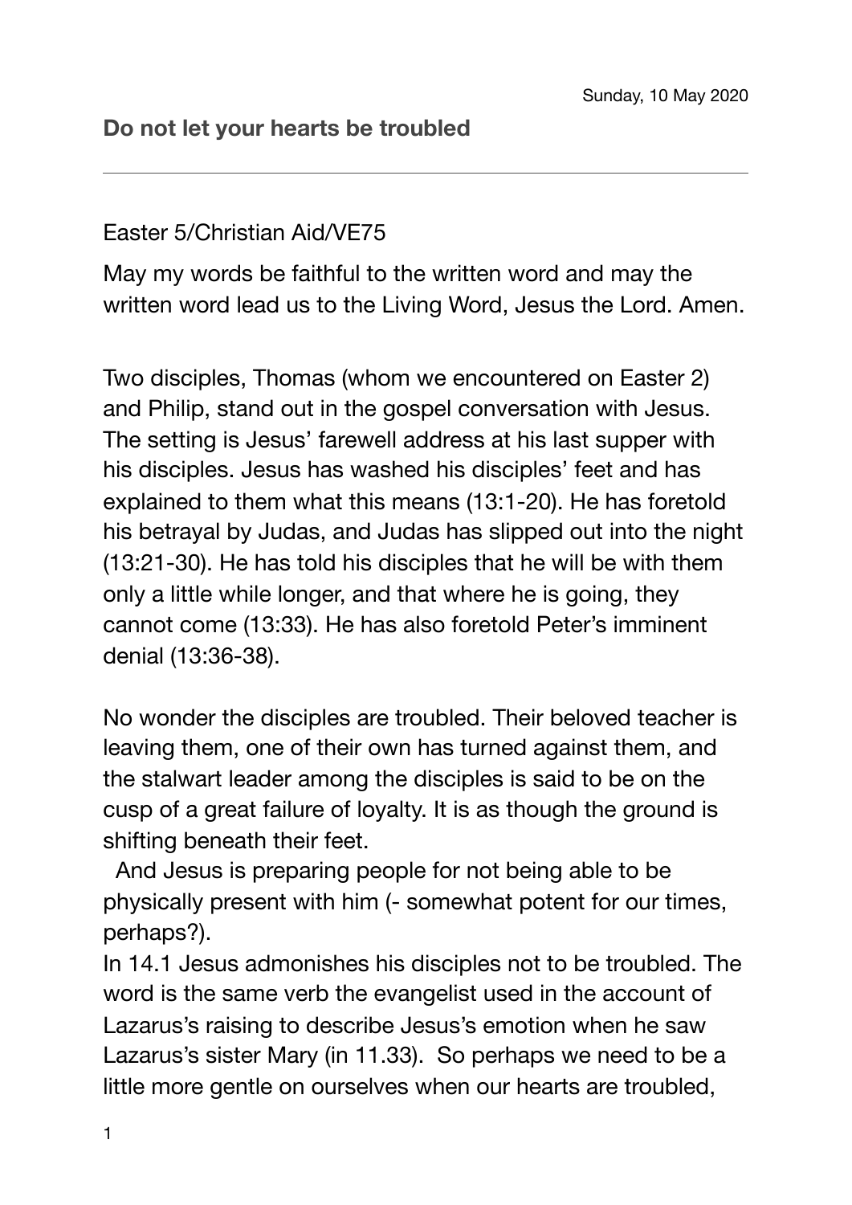Sunday, 10 May 2020

**Do not let your hearts be troubled**

---

Easter 5/Christian Aid/VE75

May my words be faithful to the written word and may the written word lead us to the Living Word, Jesus the Lord. Amen.

Two disciples, Thomas (whom we encountered on Easter 2) and Philip, stand out in the gospel conversation with Jesus. The setting is Jesus' farewell address at his last supper with his disciples. Jesus has washed his disciples' feet and has explained to them what this means (13:1-20). He has foretold his betrayal by Judas, and Judas has slipped out into the night (13:21-30). He has told his disciples that he will be with them only a little while longer, and that where he is going, they cannot come (13:33). He has also foretold Peter's imminent denial (13:36-38).

No wonder the disciples are troubled. Their beloved teacher is leaving them, one of their own has turned against them, and the stalwart leader among the disciples is said to be on the cusp of a great failure of loyalty. It is as though the ground is shifting beneath their feet.

And Jesus is preparing people for not being able to be physically present with him (- somewhat potent for our times, perhaps?).

In 14.1 Jesus admonishes his disciples not to be troubled. The word is the same verb the evangelist used in the account of Lazarus's raising to describe Jesus's emotion when he saw Lazarus's sister Mary (in 11.33). So perhaps we need to be a little more gentle on ourselves when our hearts are troubled,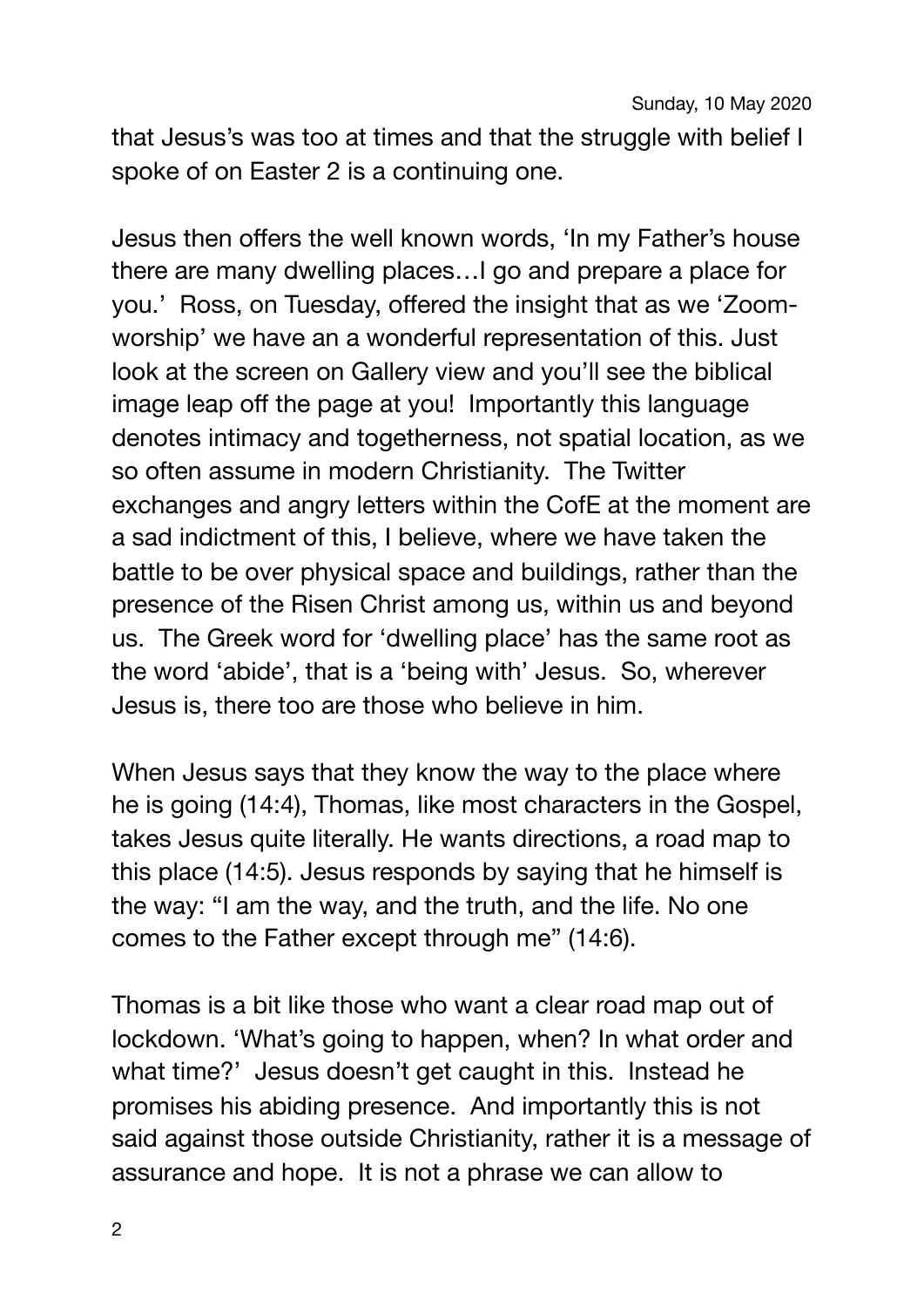that Jesus's was too at times and that the struggle with belief I spoke of on Easter 2 is a continuing one.

Jesus then offers the well known words, 'In my Father's house there are many dwelling places…I go and prepare a place for you.' Ross, on Tuesday, offered the insight that as we 'Zoom-worship' we have an a wonderful representation of this. Just look at the screen on Gallery view and you'll see the biblical image leap off the page at you! Importantly this language denotes intimacy and togetherness, not spatial location, as we so often assume in modern Christianity. The Twitter exchanges and angry letters within the CofE at the moment are a sad indictment of this, I believe, where we have taken the battle to be over physical space and buildings, rather than the presence of the Risen Christ among us, within us and beyond us. The Greek word for 'dwelling place' has the same root as the word 'abide', that is a 'being with' Jesus. So, wherever Jesus is, there too are those who believe in him.

When Jesus says that they know the way to the place where he is going (14:4), Thomas, like most characters in the Gospel, takes Jesus quite literally. He wants directions, a road map to this place (14:5). Jesus responds by saying that he himself is the way: "I am the way, and the truth, and the life. No one comes to the Father except through me" (14:6).

Thomas is a bit like those who want a clear road map out of lockdown. 'What's going to happen, when? In what order and what time?' Jesus doesn't get caught in this. Instead he promises his abiding presence. And importantly this is not said against those outside Christianity, rather it is a message of assurance and hope. It is not a phrase we can allow to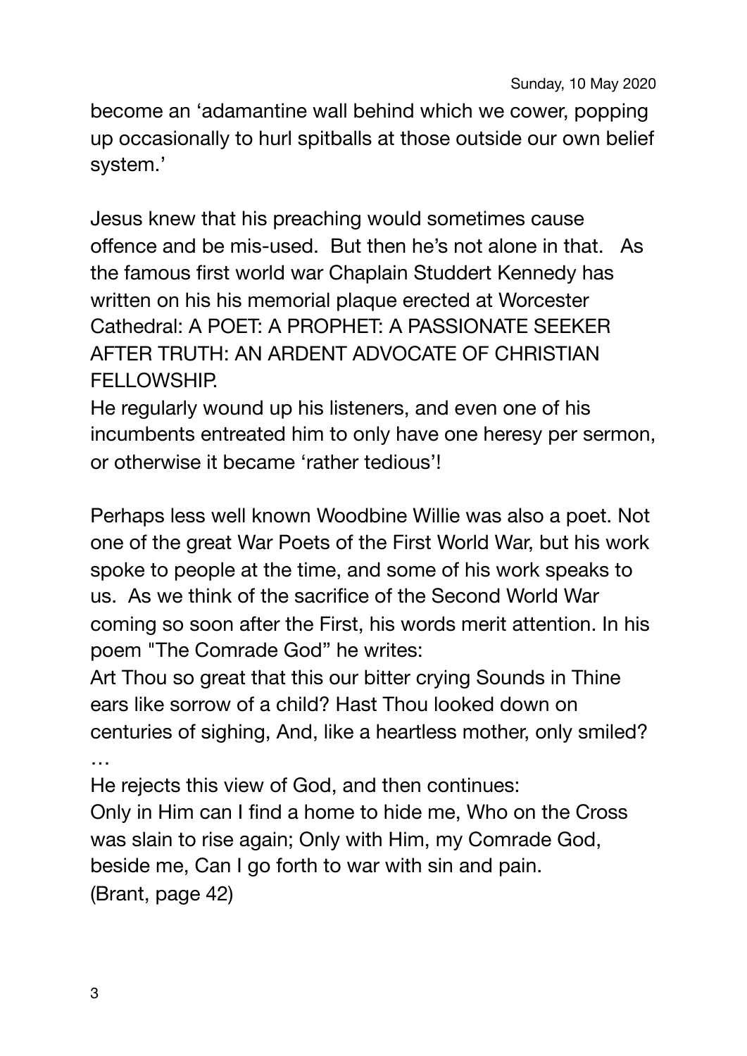become an 'adamantine wall behind which we cower, popping up occasionally to hurl spitballs at those outside our own belief system.'

Jesus knew that his preaching would sometimes cause offence and be mis-used. But then he's not alone in that. As the famous first world war Chaplain Studdert Kennedy has written on his his memorial plaque erected at Worcester Cathedral: A POET: A PROPHET: A PASSIONATE SEEKER AFTER TRUTH: AN ARDENT ADVOCATE OF CHRISTIAN FELLOWSHIP.
He regularly wound up his listeners, and even one of his incumbents entreated him to only have one heresy per sermon, or otherwise it became 'rather tedious'!

Perhaps less well known Woodbine Willie was also a poet. Not one of the great War Poets of the First World War, but his work spoke to people at the time, and some of his work speaks to us. As we think of the sacrifice of the Second World War coming so soon after the First, his words merit attention. In his poem "The Comrade God" he writes:
Art Thou so great that this our bitter crying Sounds in Thine ears like sorrow of a child? Hast Thou looked down on centuries of sighing, And, like a heartless mother, only smiled?
…
He rejects this view of God, and then continues:
Only in Him can I find a home to hide me, Who on the Cross was slain to rise again; Only with Him, my Comrade God, beside me, Can I go forth to war with sin and pain.
(Brant, page 42)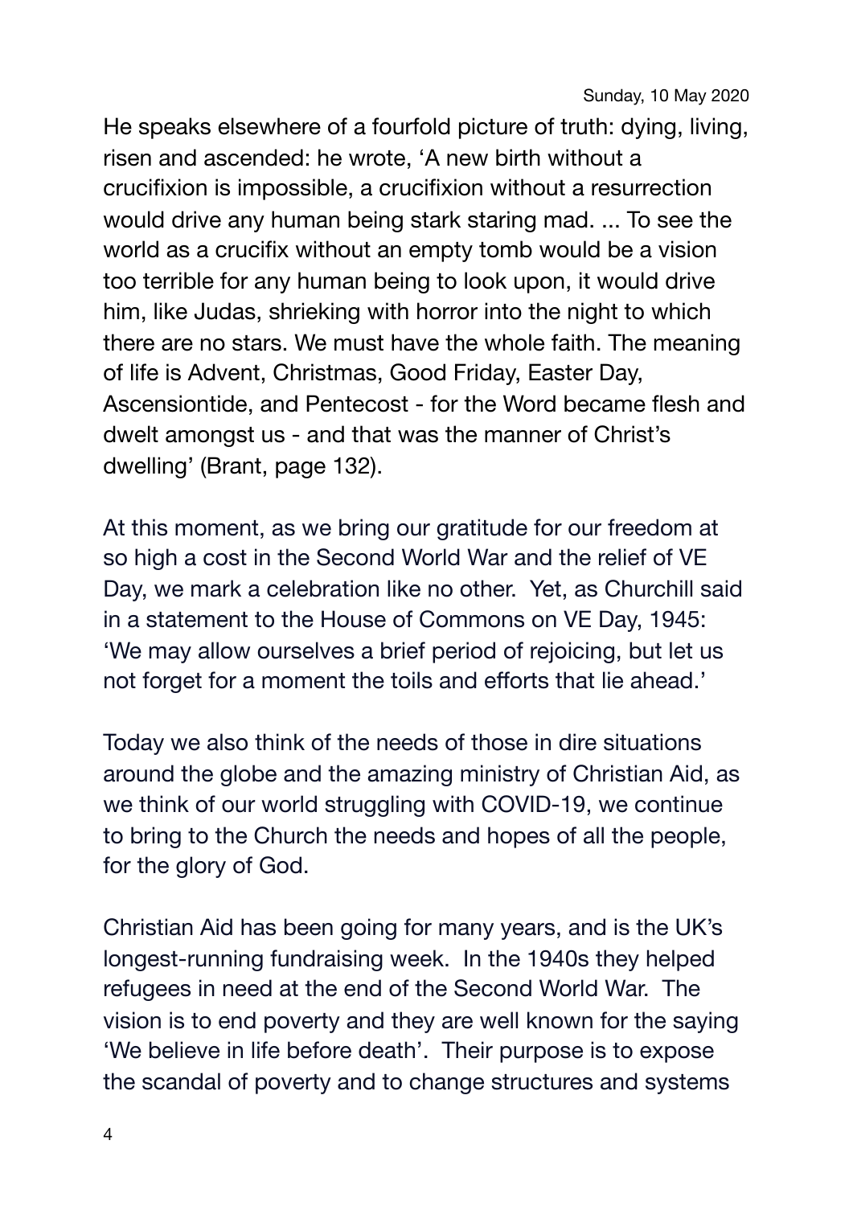He speaks elsewhere of a fourfold picture of truth: dying, living, risen and ascended: he wrote, 'A new birth without a crucifixion is impossible, a crucifixion without a resurrection would drive any human being stark staring mad. ... To see the world as a crucifix without an empty tomb would be a vision too terrible for any human being to look upon, it would drive him, like Judas, shrieking with horror into the night to which there are no stars. We must have the whole faith. The meaning of life is Advent, Christmas, Good Friday, Easter Day, Ascensiontide, and Pentecost - for the Word became flesh and dwelt amongst us - and that was the manner of Christ's dwelling' (Brant, page 132).

At this moment, as we bring our gratitude for our freedom at so high a cost in the Second World War and the relief of VE Day, we mark a celebration like no other. Yet, as Churchill said in a statement to the House of Commons on VE Day, 1945: 'We may allow ourselves a brief period of rejoicing, but let us not forget for a moment the toils and efforts that lie ahead.'

Today we also think of the needs of those in dire situations around the globe and the amazing ministry of Christian Aid, as we think of our world struggling with COVID-19, we continue to bring to the Church the needs and hopes of all the people, for the glory of God.

Christian Aid has been going for many years, and is the UK's longest-running fundraising week. In the 1940s they helped refugees in need at the end of the Second World War. The vision is to end poverty and they are well known for the saying 'We believe in life before death'. Their purpose is to expose the scandal of poverty and to change structures and systems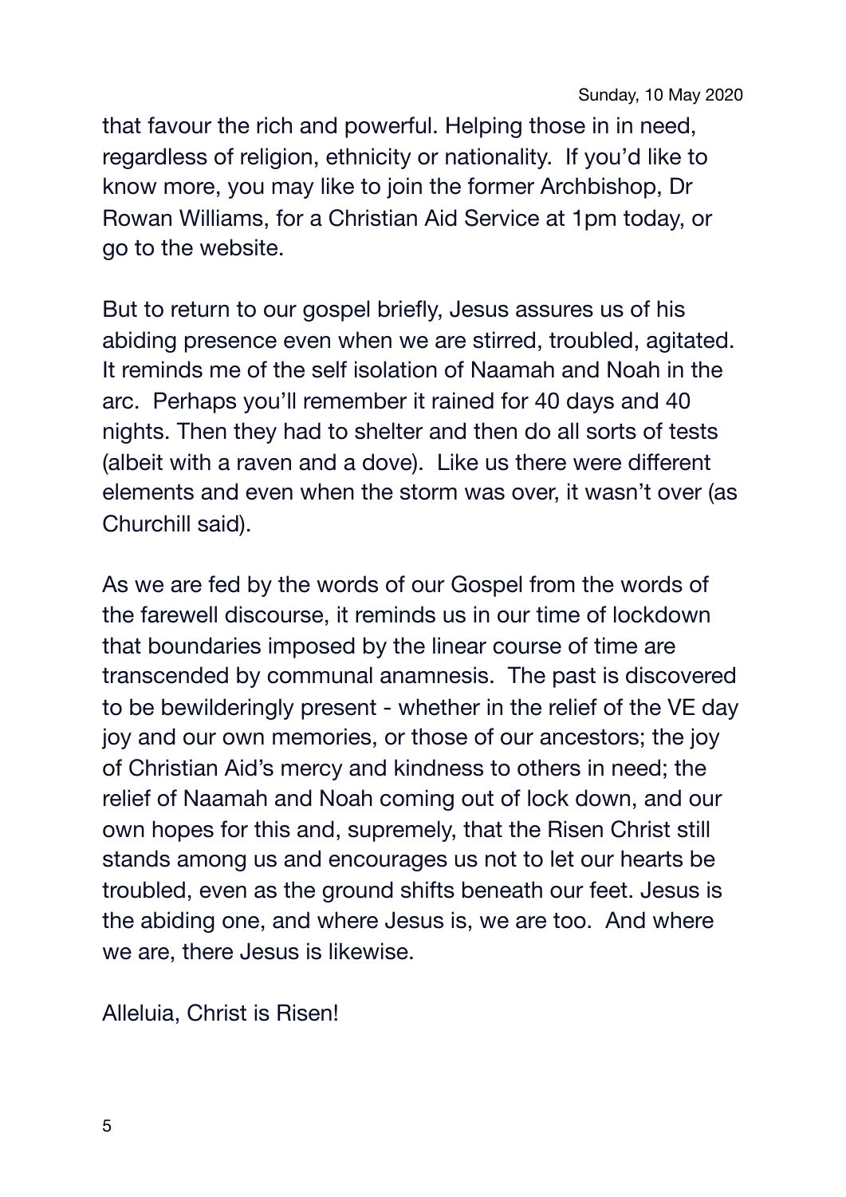that favour the rich and powerful. Helping those in in need, regardless of religion, ethnicity or nationality. If you'd like to know more, you may like to join the former Archbishop, Dr Rowan Williams, for a Christian Aid Service at 1pm today, or go to the website.

But to return to our gospel briefly, Jesus assures us of his abiding presence even when we are stirred, troubled, agitated. It reminds me of the self isolation of Naamah and Noah in the arc. Perhaps you'll remember it rained for 40 days and 40 nights. Then they had to shelter and then do all sorts of tests (albeit with a raven and a dove). Like us there were different elements and even when the storm was over, it wasn't over (as Churchill said).

As we are fed by the words of our Gospel from the words of the farewell discourse, it reminds us in our time of lockdown that boundaries imposed by the linear course of time are transcended by communal anamnesis. The past is discovered to be bewilderingly present - whether in the relief of the VE day joy and our own memories, or those of our ancestors; the joy of Christian Aid's mercy and kindness to others in need; the relief of Naamah and Noah coming out of lock down, and our own hopes for this and, supremely, that the Risen Christ still stands among us and encourages us not to let our hearts be troubled, even as the ground shifts beneath our feet. Jesus is the abiding one, and where Jesus is, we are too. And where we are, there Jesus is likewise.

Alleluia, Christ is Risen!